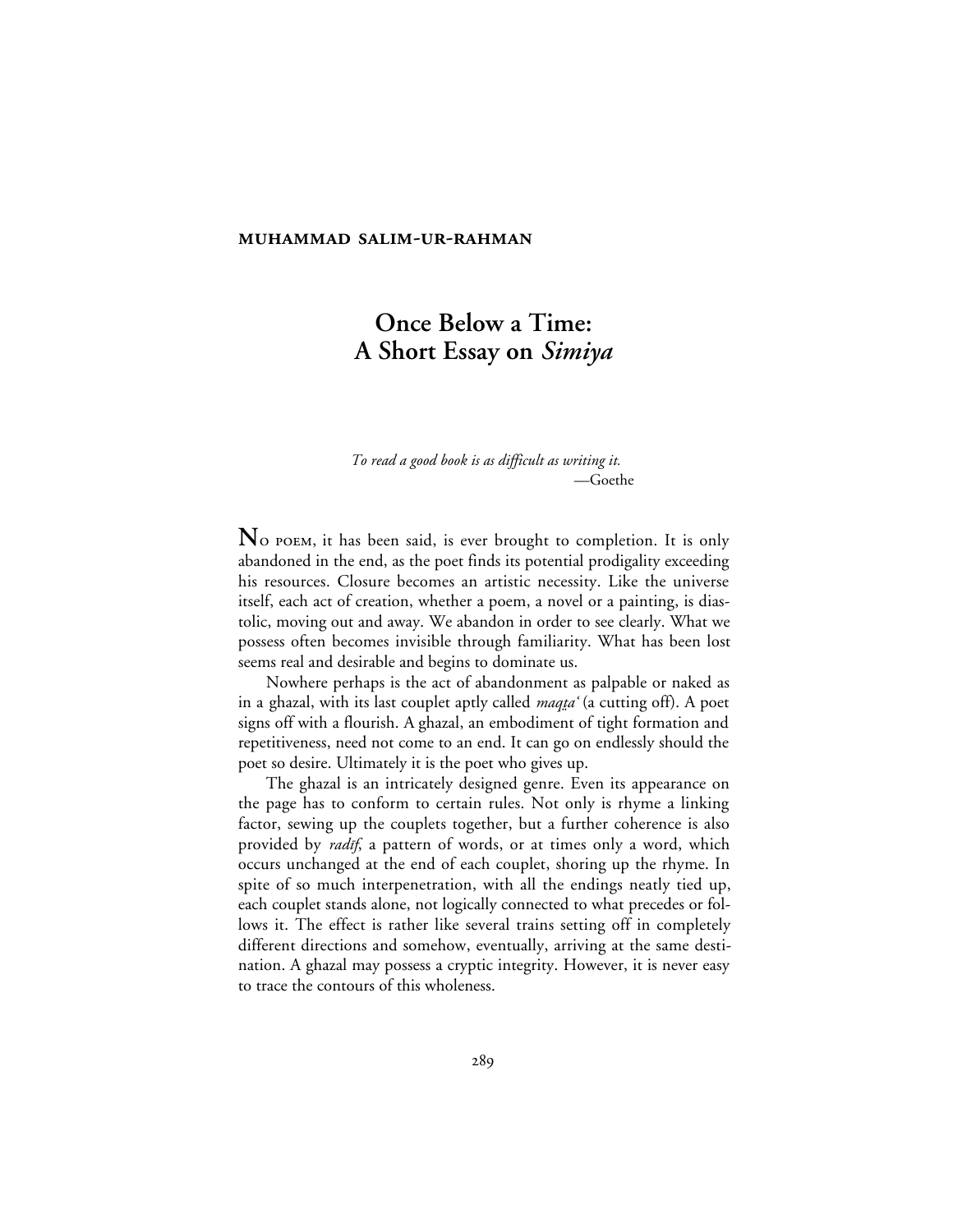**MUHAMMAD SALIM-UR-RAHMAN**

# Once Below a Time: A Short Essay on *Simiya*

*To read a good book is as difficult as writing it.*
—Goethe

No poem, it has been said, is ever brought to completion. It is only abandoned in the end, as the poet finds its potential prodigality exceeding his resources. Closure becomes an artistic necessity. Like the universe itself, each act of creation, whether a poem, a novel or a painting, is diastolic, moving out and away. We abandon in order to see clearly. What we possess often becomes invisible through familiarity. What has been lost seems real and desirable and begins to dominate us.

Nowhere perhaps is the act of abandonment as palpable or naked as in a ghazal, with its last couplet aptly called *maqṭa'* (a cutting off). A poet signs off with a flourish. A ghazal, an embodiment of tight formation and repetitiveness, need not come to an end. It can go on endlessly should the poet so desire. Ultimately it is the poet who gives up.

The ghazal is an intricately designed genre. Even its appearance on the page has to conform to certain rules. Not only is rhyme a linking factor, sewing up the couplets together, but a further coherence is also provided by *radīf*, a pattern of words, or at times only a word, which occurs unchanged at the end of each couplet, shoring up the rhyme. In spite of so much interpenetration, with all the endings neatly tied up, each couplet stands alone, not logically connected to what precedes or follows it. The effect is rather like several trains setting off in completely different directions and somehow, eventually, arriving at the same destination. A ghazal may possess a cryptic integrity. However, it is never easy to trace the contours of this wholeness.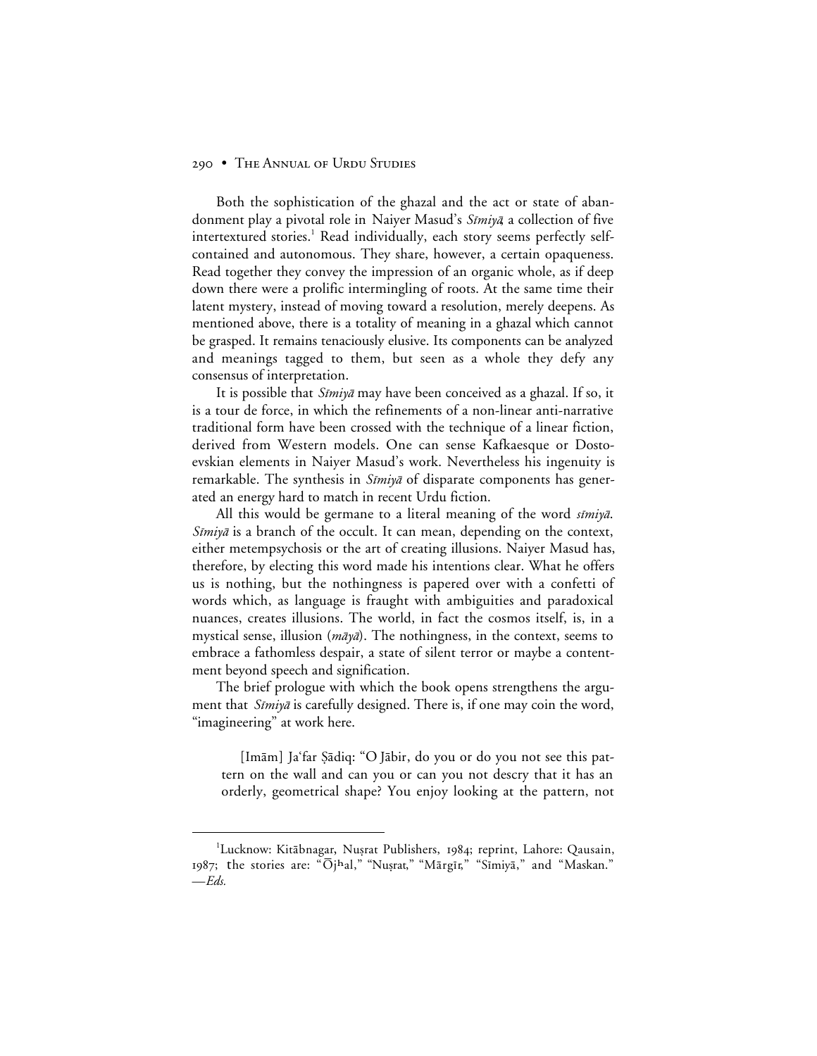Both the sophistication of the ghazal and the act or state of abandonment play a pivotal role in Naiyer Masud's *Sīmiyā*, a collection of five intertextured stories.[1] Read individually, each story seems perfectly self-contained and autonomous. They share, however, a certain opaqueness. Read together they convey the impression of an organic whole, as if deep down there were a prolific intermingling of roots. At the same time their latent mystery, instead of moving toward a resolution, merely deepens. As mentioned above, there is a totality of meaning in a ghazal which cannot be grasped. It remains tenaciously elusive. Its components can be analyzed and meanings tagged to them, but seen as a whole they defy any consensus of interpretation.

It is possible that *Sīmiyā* may have been conceived as a ghazal. If so, it is a tour de force, in which the refinements of a non-linear anti-narrative traditional form have been crossed with the technique of a linear fiction, derived from Western models. One can sense Kafkaesque or Dostoevskian elements in Naiyer Masud's work. Nevertheless his ingenuity is remarkable. The synthesis in *Sīmiyā* of disparate components has generated an energy hard to match in recent Urdu fiction.

All this would be germane to a literal meaning of the word *sīmiyā*. *Sīmiyā* is a branch of the occult. It can mean, depending on the context, either metempsychosis or the art of creating illusions. Naiyer Masud has, therefore, by electing this word made his intentions clear. What he offers us is nothing, but the nothingness is papered over with a confetti of words which, as language is fraught with ambiguities and paradoxical nuances, creates illusions. The world, in fact the cosmos itself, is, in a mystical sense, illusion (*māyā*). The nothingness, in the context, seems to embrace a fathomless despair, a state of silent terror or maybe a contentment beyond speech and signification.

The brief prologue with which the book opens strengthens the argument that *Sīmiyā* is carefully designed. There is, if one may coin the word, "imagineering" at work here.

> [Imām] Ja'far Ṣādiq: "O Jābir, do you or do you not see this pattern on the wall and can you or can you not descry that it has an orderly, geometrical shape? You enjoy looking at the pattern, not

---

[1] Lucknow: Kitābnagar, Nuṣrat Publishers, 1984; reprint, Lahore: Qausain, 1987; the stories are: "Ōjhal," "Nuṣrat," "Mārgīr," "Sīmiyā," and "Maskan." —*Eds.*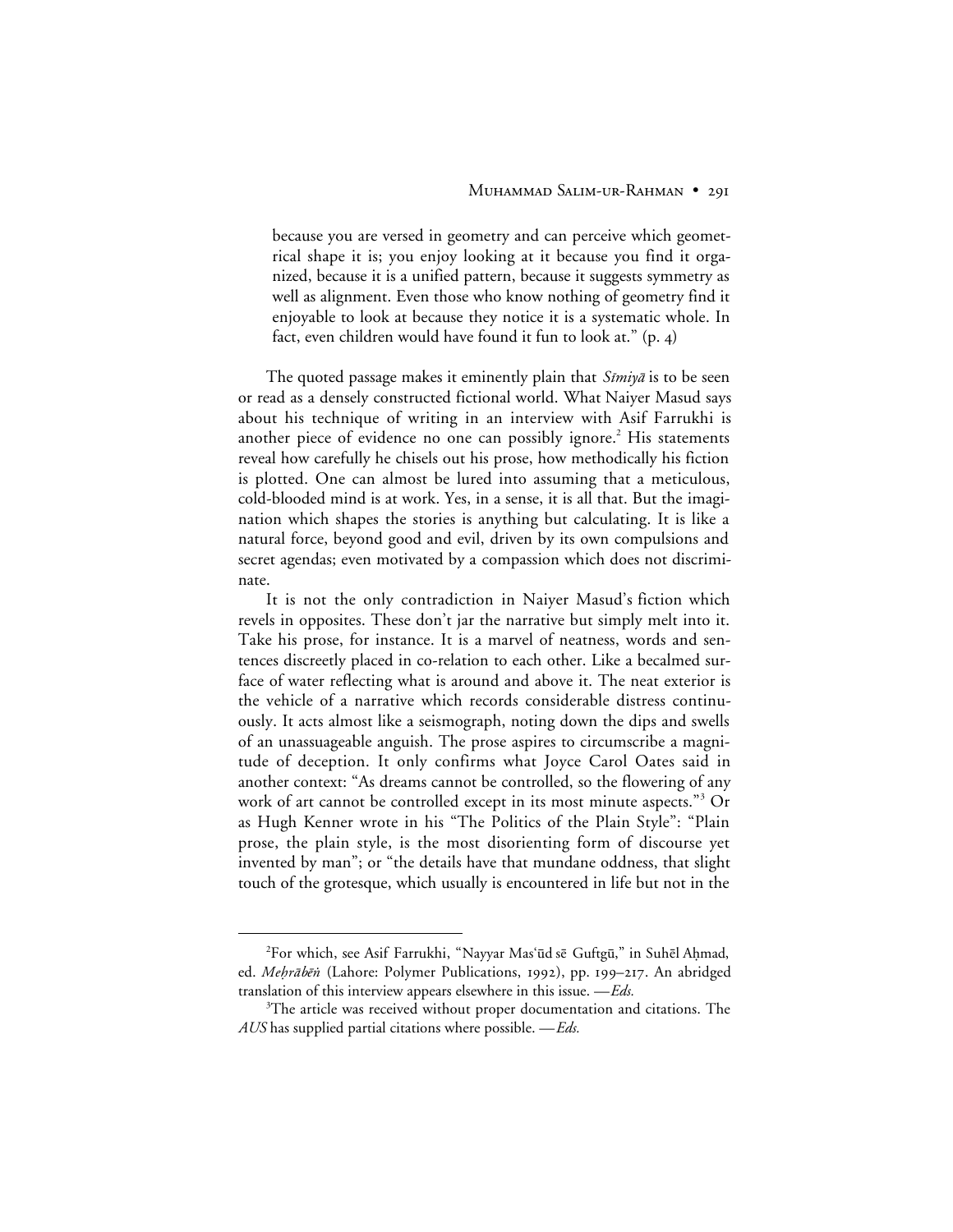> because you are versed in geometry and can perceive which geometrical shape it is; you enjoy looking at it because you find it organized, because it is a unified pattern, because it suggests symmetry as well as alignment. Even those who know nothing of geometry find it enjoyable to look at because they notice it is a systematic whole. In fact, even children would have found it fun to look at." (p. 4)

The quoted passage makes it eminently plain that *Sīmiyā* is to be seen or read as a densely constructed fictional world. What Naiyer Masud says about his technique of writing in an interview with Asif Farrukhi is another piece of evidence no one can possibly ignore.[2] His statements reveal how carefully he chisels out his prose, how methodically his fiction is plotted. One can almost be lured into assuming that a meticulous, cold-blooded mind is at work. Yes, in a sense, it is all that. But the imagination which shapes the stories is anything but calculating. It is like a natural force, beyond good and evil, driven by its own compulsions and secret agendas; even motivated by a compassion which does not discriminate.

It is not the only contradiction in Naiyer Masud's fiction which revels in opposites. These don't jar the narrative but simply melt into it. Take his prose, for instance. It is a marvel of neatness, words and sentences discreetly placed in co-relation to each other. Like a becalmed surface of water reflecting what is around and above it. The neat exterior is the vehicle of a narrative which records considerable distress continuously. It acts almost like a seismograph, noting down the dips and swells of an unassuageable anguish. The prose aspires to circumscribe a magnitude of deception. It only confirms what Joyce Carol Oates said in another context: "As dreams cannot be controlled, so the flowering of any work of art cannot be controlled except in its most minute aspects."[3] Or as Hugh Kenner wrote in his "The Politics of the Plain Style": "Plain prose, the plain style, is the most disorienting form of discourse yet invented by man"; or "the details have that mundane oddness, that slight touch of the grotesque, which usually is encountered in life but not in the

---

[2] For which, see Asif Farrukhi, "Nayyar Mas'ūd sē Guftgū," in Suhēl Aḥmad, ed. *Meḥrābēṅ* (Lahore: Polymer Publications, 1992), pp. 199–217. An abridged translation of this interview appears elsewhere in this issue. —*Eds.*

[3] The article was received without proper documentation and citations. The *AUS* has supplied partial citations where possible. —*Eds.*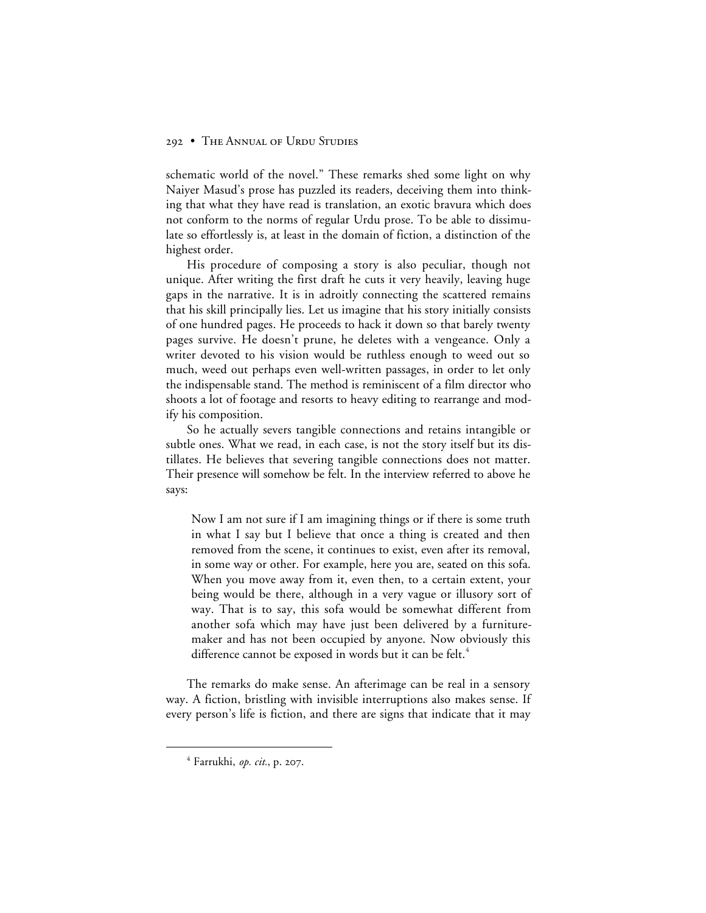schematic world of the novel." These remarks shed some light on why Naiyer Masud's prose has puzzled its readers, deceiving them into thinking that what they have read is translation, an exotic bravura which does not conform to the norms of regular Urdu prose. To be able to dissimulate so effortlessly is, at least in the domain of fiction, a distinction of the highest order.

His procedure of composing a story is also peculiar, though not unique. After writing the first draft he cuts it very heavily, leaving huge gaps in the narrative. It is in adroitly connecting the scattered remains that his skill principally lies. Let us imagine that his story initially consists of one hundred pages. He proceeds to hack it down so that barely twenty pages survive. He doesn't prune, he deletes with a vengeance. Only a writer devoted to his vision would be ruthless enough to weed out so much, weed out perhaps even well-written passages, in order to let only the indispensable stand. The method is reminiscent of a film director who shoots a lot of footage and resorts to heavy editing to rearrange and modify his composition.

So he actually severs tangible connections and retains intangible or subtle ones. What we read, in each case, is not the story itself but its distillates. He believes that severing tangible connections does not matter. Their presence will somehow be felt. In the interview referred to above he says:

> Now I am not sure if I am imagining things or if there is some truth in what I say but I believe that once a thing is created and then removed from the scene, it continues to exist, even after its removal, in some way or other. For example, here you are, seated on this sofa. When you move away from it, even then, to a certain extent, your being would be there, although in a very vague or illusory sort of way. That is to say, this sofa would be somewhat different from another sofa which may have just been delivered by a furniture-maker and has not been occupied by anyone. Now obviously this difference cannot be exposed in words but it can be felt.[4]

The remarks do make sense. An afterimage can be real in a sensory way. A fiction, bristling with invisible interruptions also makes sense. If every person's life is fiction, and there are signs that indicate that it may

[4] Farrukhi, *op. cit.*, p. 207.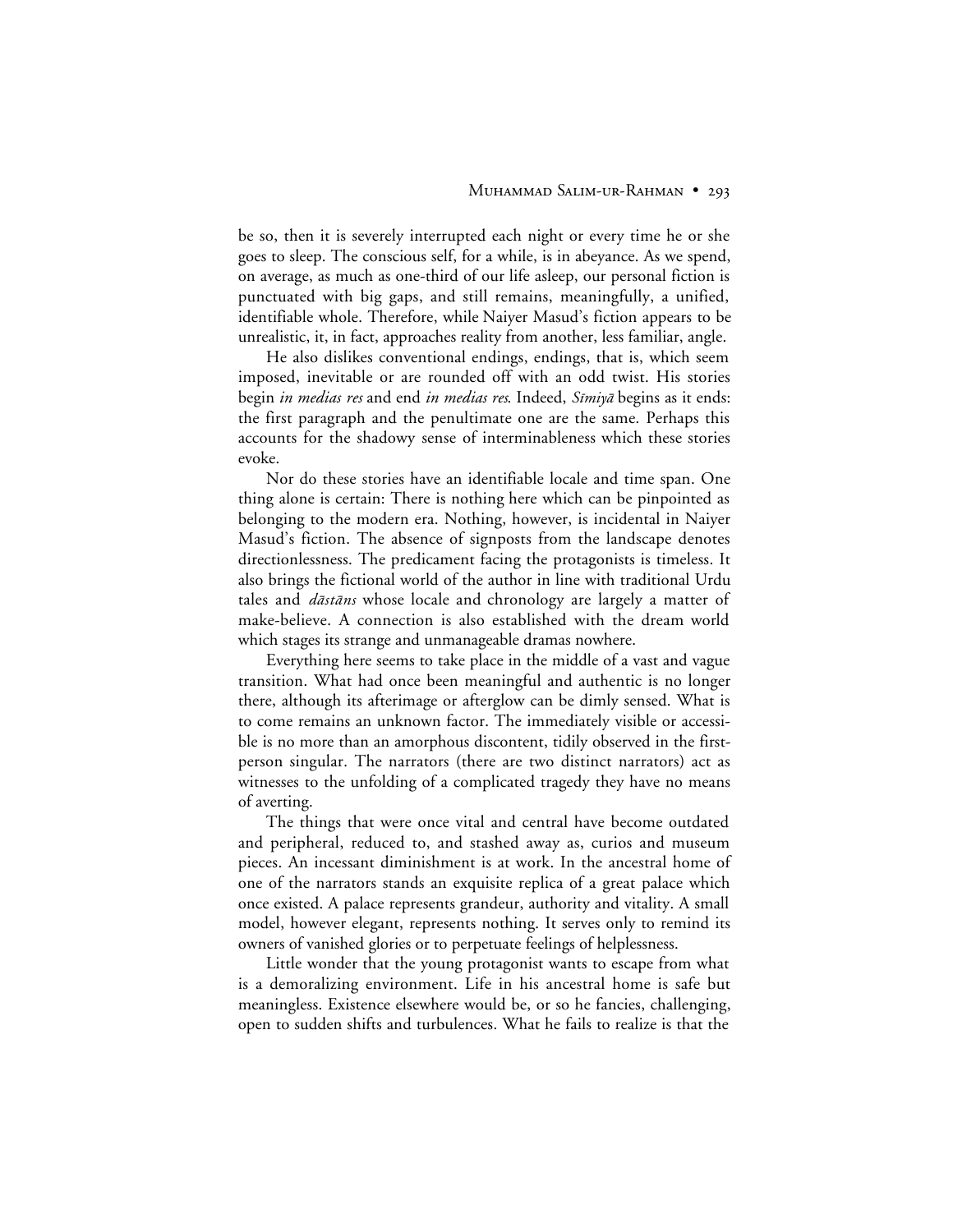be so, then it is severely interrupted each night or every time he or she goes to sleep. The conscious self, for a while, is in abeyance. As we spend, on average, as much as one-third of our life asleep, our personal fiction is punctuated with big gaps, and still remains, meaningfully, a unified, identifiable whole. Therefore, while Naiyer Masud's fiction appears to be unrealistic, it, in fact, approaches reality from another, less familiar, angle.

He also dislikes conventional endings, endings, that is, which seem imposed, inevitable or are rounded off with an odd twist. His stories begin *in medias res* and end *in medias res*. Indeed, *Sīmiyā* begins as it ends: the first paragraph and the penultimate one are the same. Perhaps this accounts for the shadowy sense of interminableness which these stories evoke.

Nor do these stories have an identifiable locale and time span. One thing alone is certain: There is nothing here which can be pinpointed as belonging to the modern era. Nothing, however, is incidental in Naiyer Masud's fiction. The absence of signposts from the landscape denotes directionlessness. The predicament facing the protagonists is timeless. It also brings the fictional world of the author in line with traditional Urdu tales and *dāstāns* whose locale and chronology are largely a matter of make-believe. A connection is also established with the dream world which stages its strange and unmanageable dramas nowhere.

Everything here seems to take place in the middle of a vast and vague transition. What had once been meaningful and authentic is no longer there, although its afterimage or afterglow can be dimly sensed. What is to come remains an unknown factor. The immediately visible or accessible is no more than an amorphous discontent, tidily observed in the first-person singular. The narrators (there are two distinct narrators) act as witnesses to the unfolding of a complicated tragedy they have no means of averting.

The things that were once vital and central have become outdated and peripheral, reduced to, and stashed away as, curios and museum pieces. An incessant diminishment is at work. In the ancestral home of one of the narrators stands an exquisite replica of a great palace which once existed. A palace represents grandeur, authority and vitality. A small model, however elegant, represents nothing. It serves only to remind its owners of vanished glories or to perpetuate feelings of helplessness.

Little wonder that the young protagonist wants to escape from what is a demoralizing environment. Life in his ancestral home is safe but meaningless. Existence elsewhere would be, or so he fancies, challenging, open to sudden shifts and turbulences. What he fails to realize is that the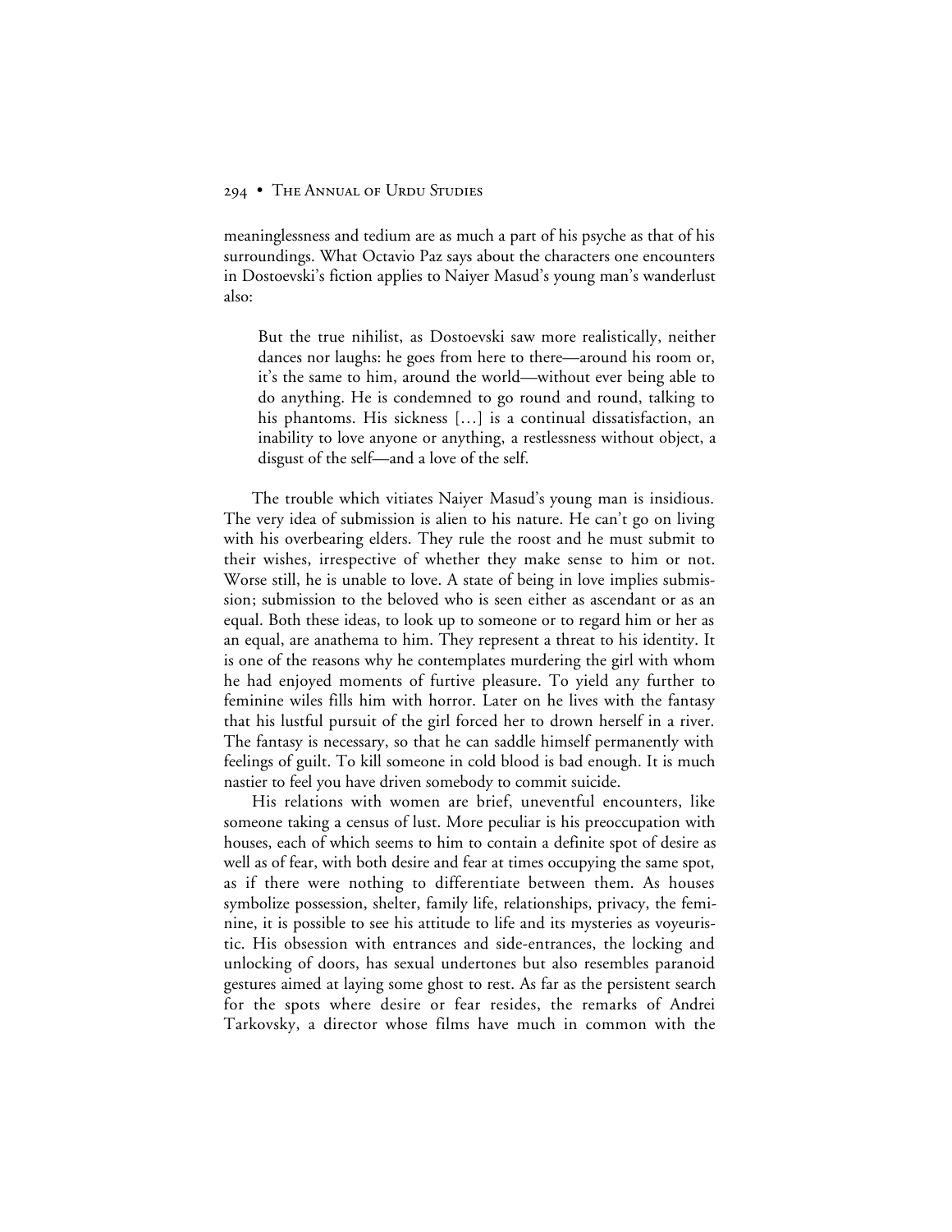meaninglessness and tedium are as much a part of his psyche as that of his surroundings. What Octavio Paz says about the characters one encounters in Dostoevski's fiction applies to Naiyer Masud's young man's wanderlust also:

> But the true nihilist, as Dostoevski saw more realistically, neither dances nor laughs: he goes from here to there—around his room or, it's the same to him, around the world—without ever being able to do anything. He is condemned to go round and round, talking to his phantoms. His sickness […] is a continual dissatisfaction, an inability to love anyone or anything, a restlessness without object, a disgust of the self—and a love of the self.

The trouble which vitiates Naiyer Masud's young man is insidious. The very idea of submission is alien to his nature. He can't go on living with his overbearing elders. They rule the roost and he must submit to their wishes, irrespective of whether they make sense to him or not. Worse still, he is unable to love. A state of being in love implies submission; submission to the beloved who is seen either as ascendant or as an equal. Both these ideas, to look up to someone or to regard him or her as an equal, are anathema to him. They represent a threat to his identity. It is one of the reasons why he contemplates murdering the girl with whom he had enjoyed moments of furtive pleasure. To yield any further to feminine wiles fills him with horror. Later on he lives with the fantasy that his lustful pursuit of the girl forced her to drown herself in a river. The fantasy is necessary, so that he can saddle himself permanently with feelings of guilt. To kill someone in cold blood is bad enough. It is much nastier to feel you have driven somebody to commit suicide.

His relations with women are brief, uneventful encounters, like someone taking a census of lust. More peculiar is his preoccupation with houses, each of which seems to him to contain a definite spot of desire as well as of fear, with both desire and fear at times occupying the same spot, as if there were nothing to differentiate between them. As houses symbolize possession, shelter, family life, relationships, privacy, the feminine, it is possible to see his attitude to life and its mysteries as voyeuristic. His obsession with entrances and side-entrances, the locking and unlocking of doors, has sexual undertones but also resembles paranoid gestures aimed at laying some ghost to rest. As far as the persistent search for the spots where desire or fear resides, the remarks of Andrei Tarkovsky, a director whose films have much in common with the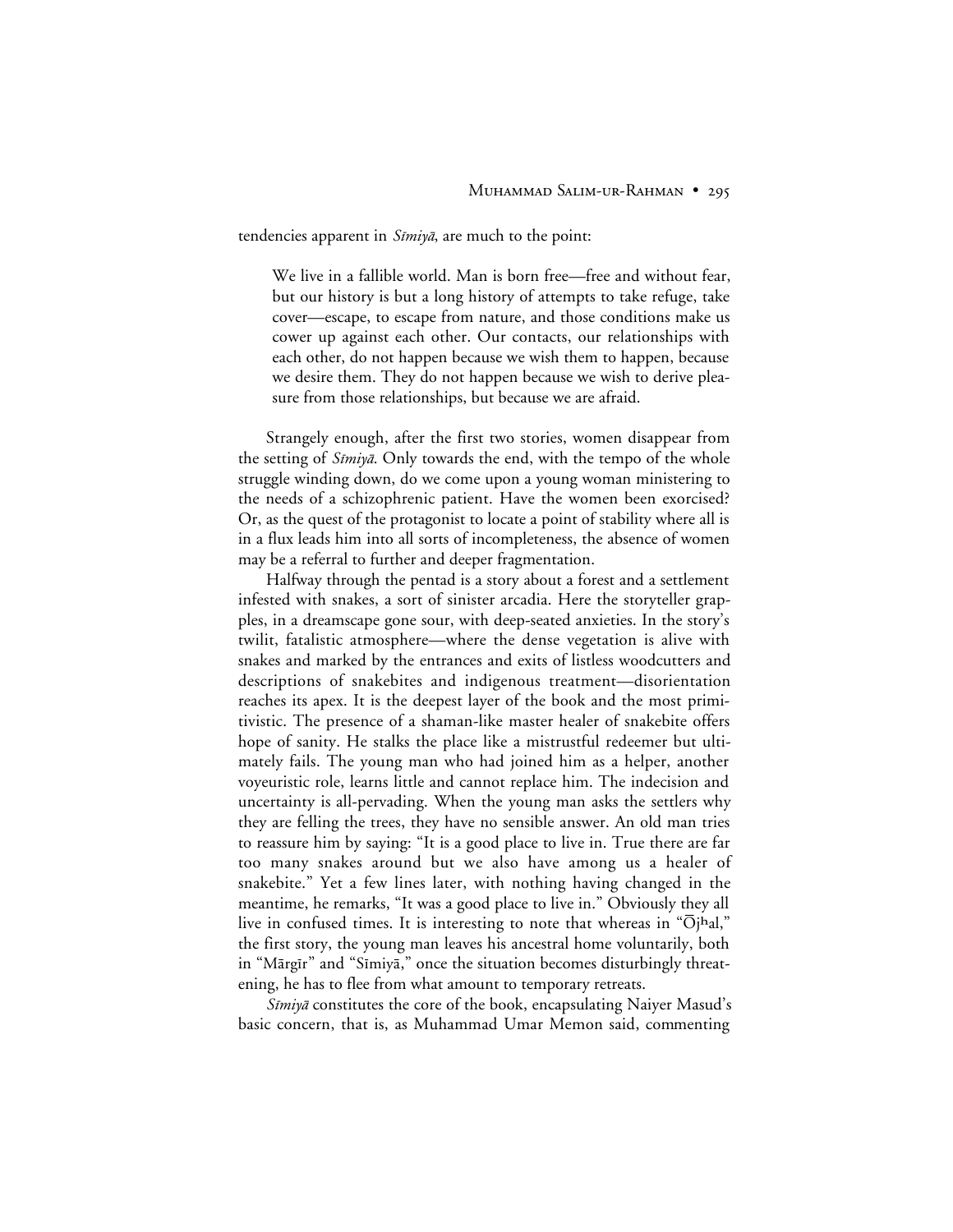tendencies apparent in *Sīmiyā*, are much to the point:

> We live in a fallible world. Man is born free—free and without fear, but our history is but a long history of attempts to take refuge, take cover—escape, to escape from nature, and those conditions make us cower up against each other. Our contacts, our relationships with each other, do not happen because we wish them to happen, because we desire them. They do not happen because we wish to derive pleasure from those relationships, but because we are afraid.

Strangely enough, after the first two stories, women disappear from the setting of *Sīmiyā*. Only towards the end, with the tempo of the whole struggle winding down, do we come upon a young woman ministering to the needs of a schizophrenic patient. Have the women been exorcised? Or, as the quest of the protagonist to locate a point of stability where all is in a flux leads him into all sorts of incompleteness, the absence of women may be a referral to further and deeper fragmentation.

Halfway through the pentad is a story about a forest and a settlement infested with snakes, a sort of sinister arcadia. Here the storyteller grapples, in a dreamscape gone sour, with deep-seated anxieties. In the story's twilit, fatalistic atmosphere—where the dense vegetation is alive with snakes and marked by the entrances and exits of listless woodcutters and descriptions of snakebites and indigenous treatment—disorientation reaches its apex. It is the deepest layer of the book and the most primitivistic. The presence of a shaman-like master healer of snakebite offers hope of sanity. He stalks the place like a mistrustful redeemer but ultimately fails. The young man who had joined him as a helper, another voyeuristic role, learns little and cannot replace him. The indecision and uncertainty is all-pervading. When the young man asks the settlers why they are felling the trees, they have no sensible answer. An old man tries to reassure him by saying: "It is a good place to live in. True there are far too many snakes around but we also have among us a healer of snakebite." Yet a few lines later, with nothing having changed in the meantime, he remarks, "It was a good place to live in." Obviously they all live in confused times. It is interesting to note that whereas in "Ōjʰal," the first story, the young man leaves his ancestral home voluntarily, both in "Mārgīr" and "Sīmiyā," once the situation becomes disturbingly threatening, he has to flee from what amount to temporary retreats.

*Sīmiyā* constitutes the core of the book, encapsulating Naiyer Masud's basic concern, that is, as Muhammad Umar Memon said, commenting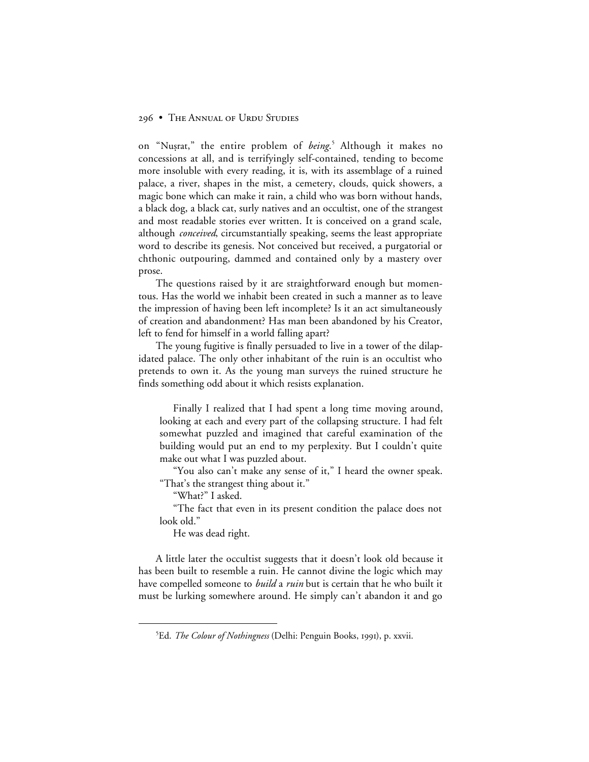on "Nuṣrat," the entire problem of *being*.[5] Although it makes no concessions at all, and is terrifyingly self-contained, tending to become more insoluble with every reading, it is, with its assemblage of a ruined palace, a river, shapes in the mist, a cemetery, clouds, quick showers, a magic bone which can make it rain, a child who was born without hands, a black dog, a black cat, surly natives and an occultist, one of the strangest and most readable stories ever written. It is conceived on a grand scale, although *conceived*, circumstantially speaking, seems the least appropriate word to describe its genesis. Not conceived but received, a purgatorial or chthonic outpouring, dammed and contained only by a mastery over prose.

The questions raised by it are straightforward enough but momentous. Has the world we inhabit been created in such a manner as to leave the impression of having been left incomplete? Is it an act simultaneously of creation and abandonment? Has man been abandoned by his Creator, left to fend for himself in a world falling apart?

The young fugitive is finally persuaded to live in a tower of the dilapidated palace. The only other inhabitant of the ruin is an occultist who pretends to own it. As the young man surveys the ruined structure he finds something odd about it which resists explanation.

> Finally I realized that I had spent a long time moving around, looking at each and every part of the collapsing structure. I had felt somewhat puzzled and imagined that careful examination of the building would put an end to my perplexity. But I couldn't quite make out what I was puzzled about.
>
> "You also can't make any sense of it," I heard the owner speak. "That's the strangest thing about it."
>
> "What?" I asked.
>
> "The fact that even in its present condition the palace does not look old."
>
> He was dead right.

A little later the occultist suggests that it doesn't look old because it has been built to resemble a ruin. He cannot divine the logic which may have compelled someone to *build* a *ruin* but is certain that he who built it must be lurking somewhere around. He simply can't abandon it and go

---

[5] Ed. *The Colour of Nothingness* (Delhi: Penguin Books, 1991), p. xxvii.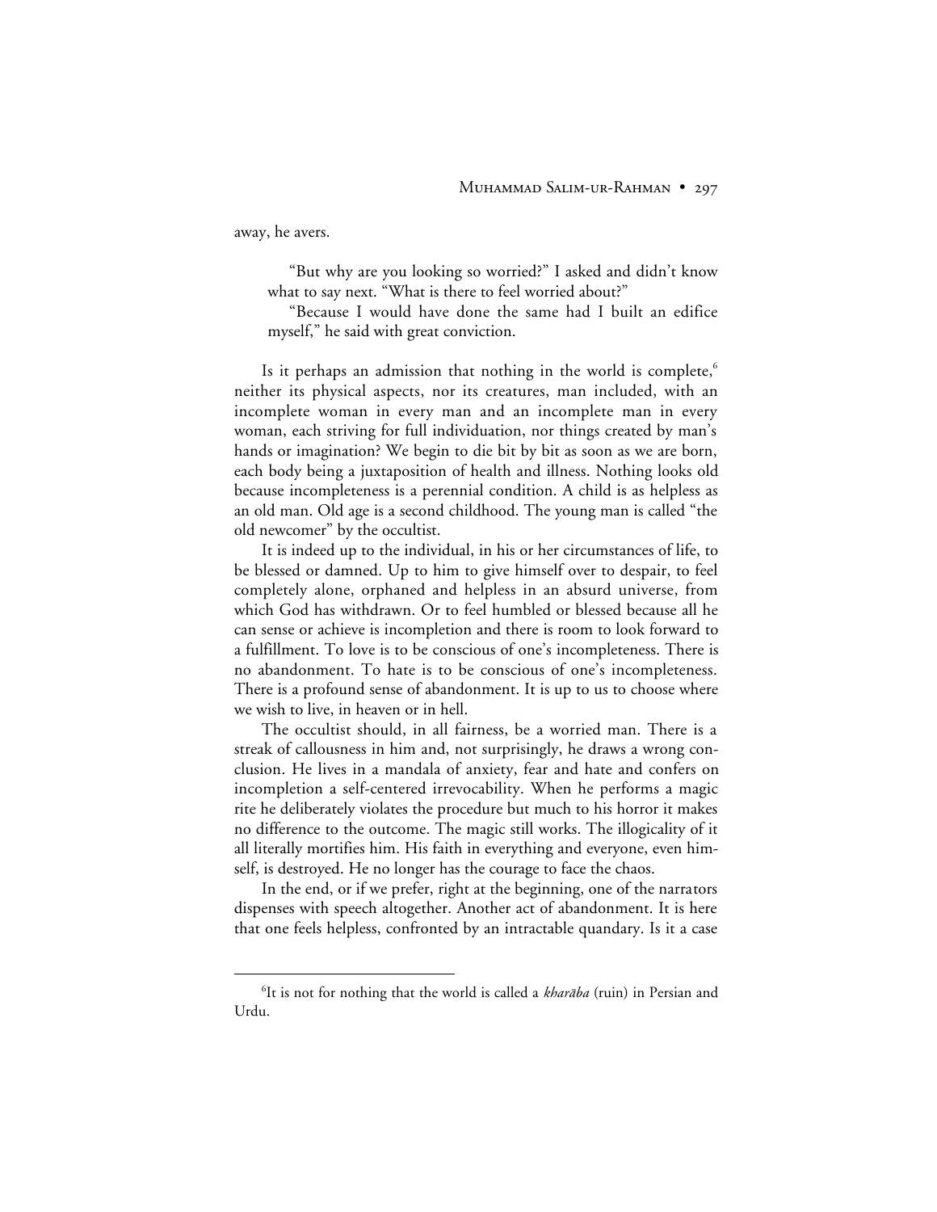away, he avers.

> "But why are you looking so worried?" I asked and didn't know what to say next. "What is there to feel worried about?"
>
> "Because I would have done the same had I built an edifice myself," he said with great conviction.

Is it perhaps an admission that nothing in the world is complete,[6] neither its physical aspects, nor its creatures, man included, with an incomplete woman in every man and an incomplete man in every woman, each striving for full individuation, nor things created by man's hands or imagination? We begin to die bit by bit as soon as we are born, each body being a juxtaposition of health and illness. Nothing looks old because incompleteness is a perennial condition. A child is as helpless as an old man. Old age is a second childhood. The young man is called "the old newcomer" by the occultist.

It is indeed up to the individual, in his or her circumstances of life, to be blessed or damned. Up to him to give himself over to despair, to feel completely alone, orphaned and helpless in an absurd universe, from which God has withdrawn. Or to feel humbled or blessed because all he can sense or achieve is incompletion and there is room to look forward to a fulfillment. To love is to be conscious of one's incompleteness. There is no abandonment. To hate is to be conscious of one's incompleteness. There is a profound sense of abandonment. It is up to us to choose where we wish to live, in heaven or in hell.

The occultist should, in all fairness, be a worried man. There is a streak of callousness in him and, not surprisingly, he draws a wrong conclusion. He lives in a mandala of anxiety, fear and hate and confers on incompletion a self-centered irrevocability. When he performs a magic rite he deliberately violates the procedure but much to his horror it makes no difference to the outcome. The magic still works. The illogicality of it all literally mortifies him. His faith in everything and everyone, even himself, is destroyed. He no longer has the courage to face the chaos.

In the end, or if we prefer, right at the beginning, one of the narrators dispenses with speech altogether. Another act of abandonment. It is here that one feels helpless, confronted by an intractable quandary. Is it a case

---

[6] It is not for nothing that the world is called a *kharāba* (ruin) in Persian and Urdu.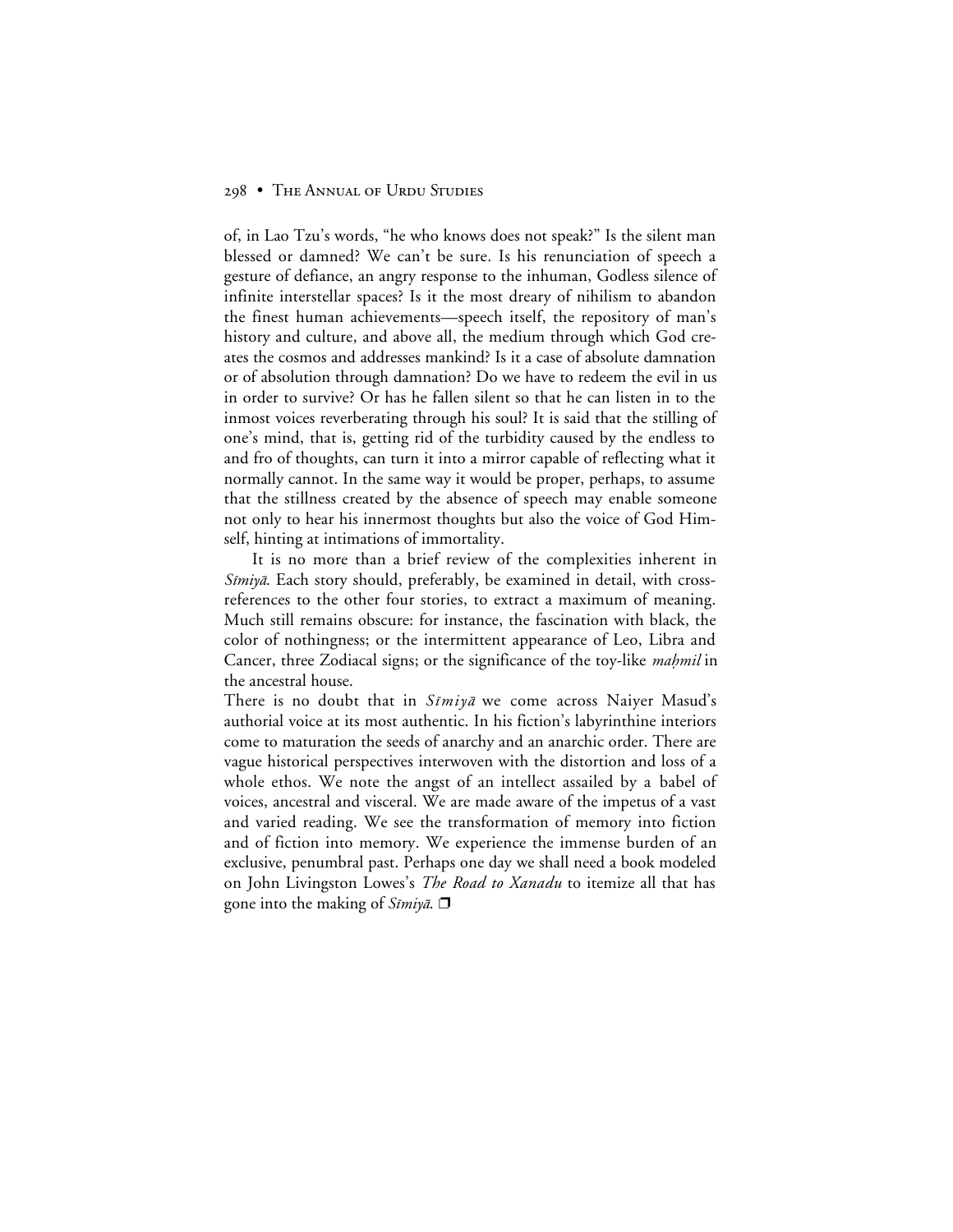of, in Lao Tzu's words, "he who knows does not speak?" Is the silent man blessed or damned? We can't be sure. Is his renunciation of speech a gesture of defiance, an angry response to the inhuman, Godless silence of infinite interstellar spaces? Is it the most dreary of nihilism to abandon the finest human achievements—speech itself, the repository of man's history and culture, and above all, the medium through which God creates the cosmos and addresses mankind? Is it a case of absolute damnation or of absolution through damnation? Do we have to redeem the evil in us in order to survive? Or has he fallen silent so that he can listen in to the inmost voices reverberating through his soul? It is said that the stilling of one's mind, that is, getting rid of the turbidity caused by the endless to and fro of thoughts, can turn it into a mirror capable of reflecting what it normally cannot. In the same way it would be proper, perhaps, to assume that the stillness created by the absence of speech may enable someone not only to hear his innermost thoughts but also the voice of God Himself, hinting at intimations of immortality.

It is no more than a brief review of the complexities inherent in *Sīmiyā*. Each story should, preferably, be examined in detail, with cross-references to the other four stories, to extract a maximum of meaning. Much still remains obscure: for instance, the fascination with black, the color of nothingness; or the intermittent appearance of Leo, Libra and Cancer, three Zodiacal signs; or the significance of the toy-like *maḥmil* in the ancestral house.

There is no doubt that in *Sīmiyā* we come across Naiyer Masud's authorial voice at its most authentic. In his fiction's labyrinthine interiors come to maturation the seeds of anarchy and an anarchic order. There are vague historical perspectives interwoven with the distortion and loss of a whole ethos. We note the angst of an intellect assailed by a babel of voices, ancestral and visceral. We are made aware of the impetus of a vast and varied reading. We see the transformation of memory into fiction and of fiction into memory. We experience the immense burden of an exclusive, penumbral past. Perhaps one day we shall need a book modeled on John Livingston Lowes's *The Road to Xanadu* to itemize all that has gone into the making of *Sīmiyā*. ❐